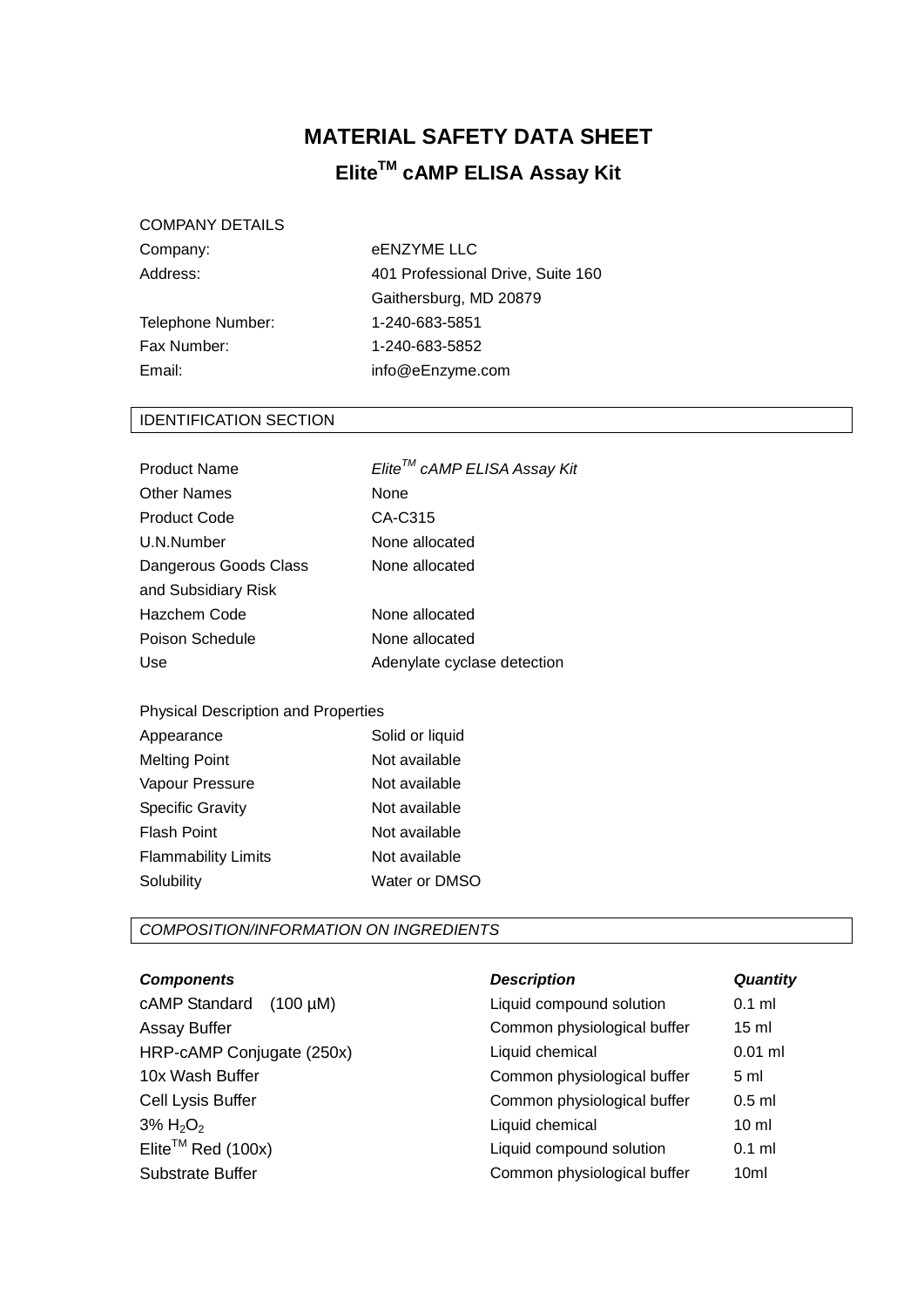# MATERIAL SAFETY DATA SHEET

## Elite$^{TM}$ cAMP ELISA Assay Kit

COMPANY DETAILS

| | |
|---|---|
| Company: | eENZYME LLC |
| Address: | 401 Professional Drive, Suite 160 |
| | Gaithersburg, MD 20879 |
| Telephone Number: | 1-240-683-5851 |
| Fax Number: | 1-240-683-5852 |
| Email: | info@eEnzyme.com |

### IDENTIFICATION SECTION

| | |
|---|---|
| Product Name | *Elite$^{TM}$ cAMP ELISA Assay Kit* |
| Other Names | None |
| Product Code | CA-C315 |
| U.N.Number | None allocated |
| Dangerous Goods Class and Subsidiary Risk | None allocated |
| Hazchem Code | None allocated |
| Poison Schedule | None allocated |
| Use | Adenylate cyclase detection |

Physical Description and Properties

| | |
|---|---|
| Appearance | Solid or liquid |
| Melting Point | Not available |
| Vapour Pressure | Not available |
| Specific Gravity | Not available |
| Flash Point | Not available |
| Flammability Limits | Not available |
| Solubility | Water or DMSO |

### *COMPOSITION/INFORMATION ON INGREDIENTS*

| ***Components*** | ***Description*** | ***Quantity*** |
|---|---|---|
| cAMP Standard (100 µM) | Liquid compound solution | 0.1 ml |
| Assay Buffer | Common physiological buffer | 15 ml |
| HRP-cAMP Conjugate (250x) | Liquid chemical | 0.01 ml |
| 10x Wash Buffer | Common physiological buffer | 5 ml |
| Cell Lysis Buffer | Common physiological buffer | 0.5 ml |
| 3% $H_2O_2$ | Liquid chemical | 10 ml |
| Elite$^{TM}$ Red (100x) | Liquid compound solution | 0.1 ml |
| Substrate Buffer | Common physiological buffer | 10ml |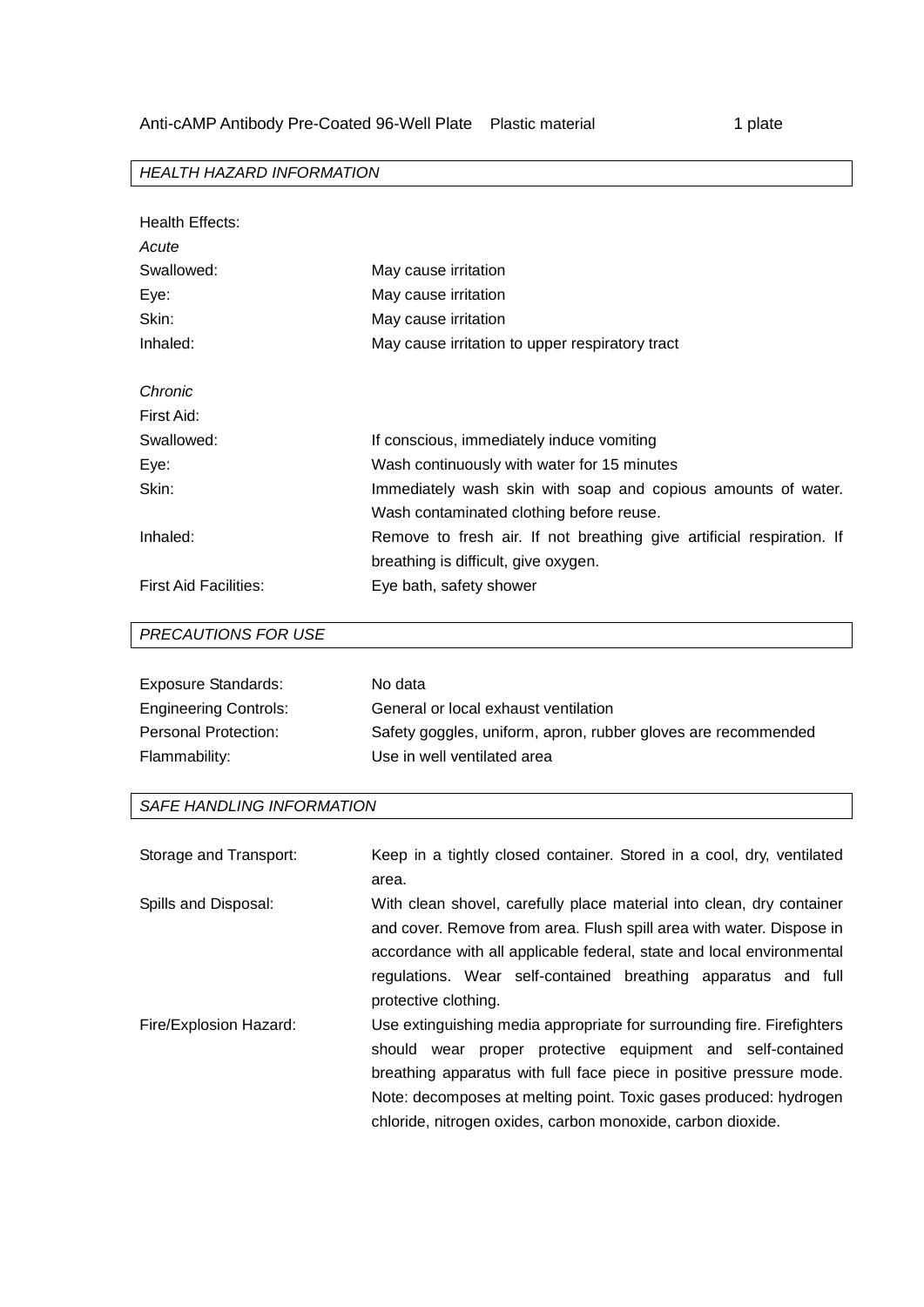| Anti-cAMP Antibody Pre-Coated 96-Well Plate | Plastic material | 1 plate |
|---|---|---|

*HEALTH HAZARD INFORMATION*

Health Effects:

*Acute*

| | |
|---|---|
| Swallowed: | May cause irritation |
| Eye: | May cause irritation |
| Skin: | May cause irritation |
| Inhaled: | May cause irritation to upper respiratory tract |

*Chronic*

First Aid:

| | |
|---|---|
| Swallowed: | If conscious, immediately induce vomiting |
| Eye: | Wash continuously with water for 15 minutes |
| Skin: | Immediately wash skin with soap and copious amounts of water. Wash contaminated clothing before reuse. |
| Inhaled: | Remove to fresh air. If not breathing give artificial respiration. If breathing is difficult, give oxygen. |
| First Aid Facilities: | Eye bath, safety shower |

*PRECAUTIONS FOR USE*

| | |
|---|---|
| Exposure Standards: | No data |
| Engineering Controls: | General or local exhaust ventilation |
| Personal Protection: | Safety goggles, uniform, apron, rubber gloves are recommended |
| Flammability: | Use in well ventilated area |

*SAFE HANDLING INFORMATION*

| | |
|---|---|
| Storage and Transport: | Keep in a tightly closed container. Stored in a cool, dry, ventilated area. |
| Spills and Disposal: | With clean shovel, carefully place material into clean, dry container and cover. Remove from area. Flush spill area with water. Dispose in accordance with all applicable federal, state and local environmental regulations. Wear self-contained breathing apparatus and full protective clothing. |
| Fire/Explosion Hazard: | Use extinguishing media appropriate for surrounding fire. Firefighters should wear proper protective equipment and self-contained breathing apparatus with full face piece in positive pressure mode. Note: decomposes at melting point. Toxic gases produced: hydrogen chloride, nitrogen oxides, carbon monoxide, carbon dioxide. |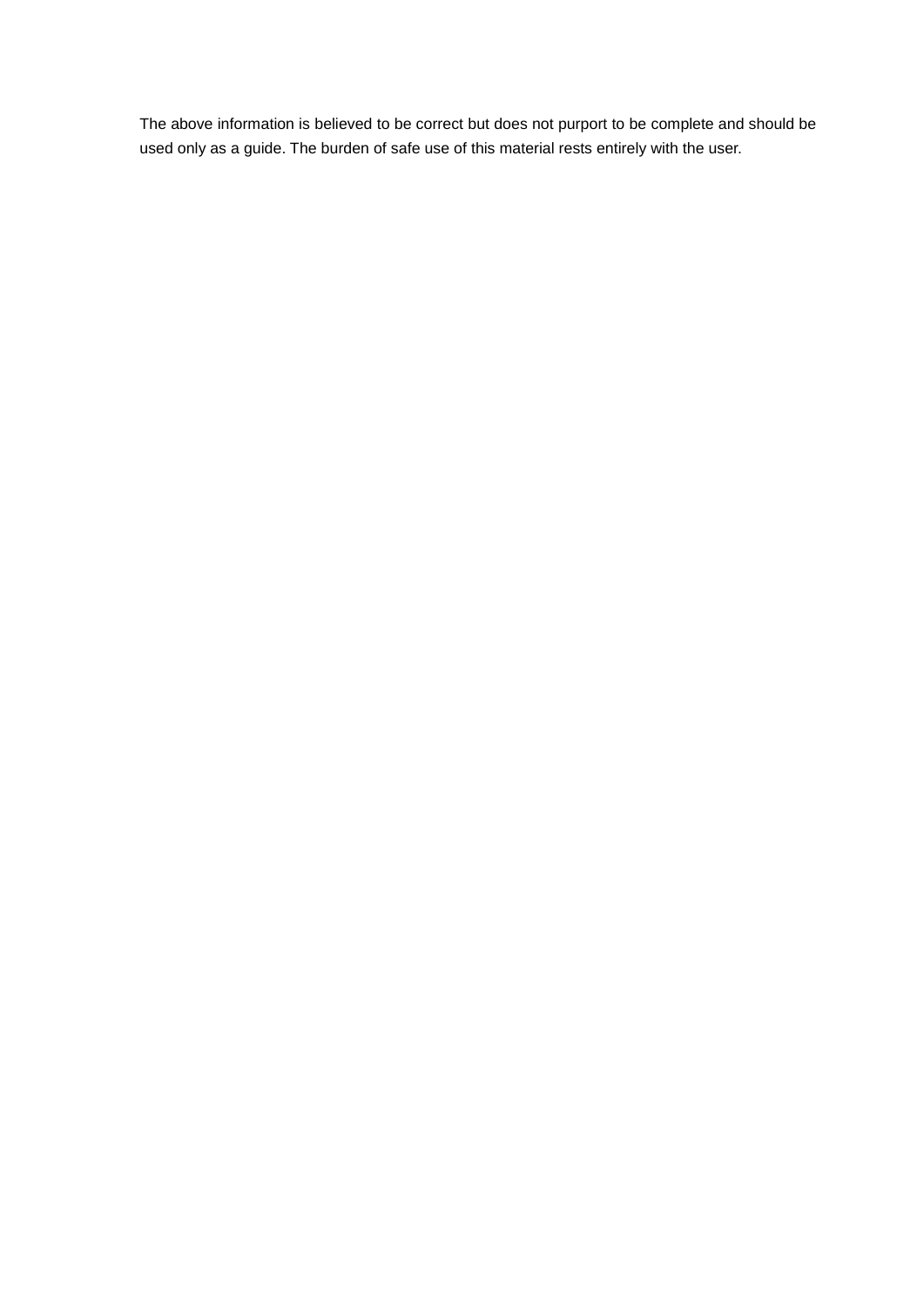The above information is believed to be correct but does not purport to be complete and should be used only as a guide. The burden of safe use of this material rests entirely with the user.